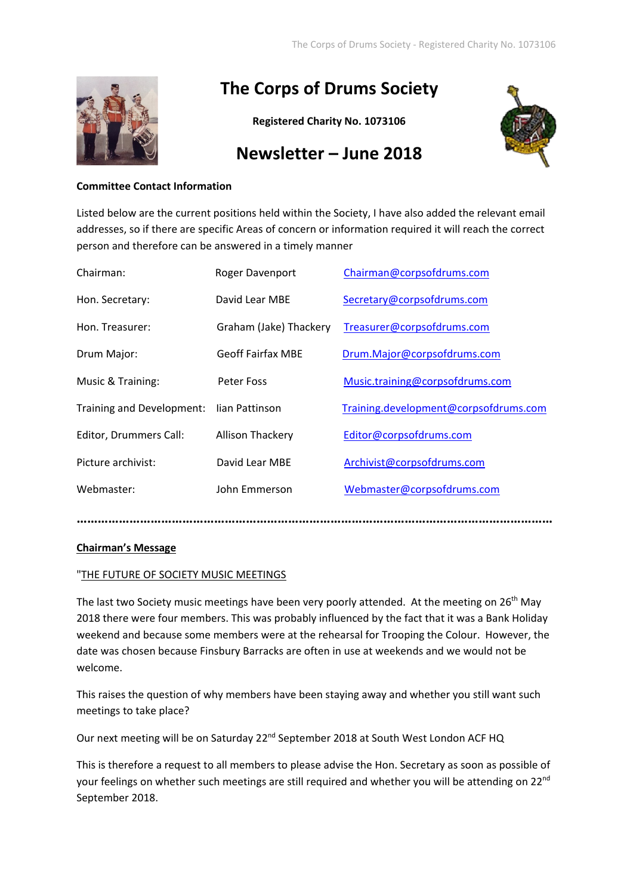# The Corps of Drums Society

**Registered Charity No. 1073106**

# Newsletter – June 2018

**Committee Contact Information**

Listed below are the current positions held within the Society, I have also added the relevant email addresses, so if there are specific Areas of concern or information required it will reach the correct person and therefore can be answered in a timely manner

| | | |
|---|---|---|
| Chairman: | Roger Davenport | Chairman@corpsofdrums.com |
| Hon. Secretary: | David Lear MBE | Secretary@corpsofdrums.com |
| Hon. Treasurer: | Graham (Jake) Thackery | Treasurer@corpsofdrums.com |
| Drum Major: | Geoff Fairfax MBE | Drum.Major@corpsofdrums.com |
| Music & Training: | Peter Foss | Music.training@corpsofdrums.com |
| Training and Development: | Iian Pattinson | Training.development@corpsofdrums.com |
| Editor, Drummers Call: | Allison Thackery | Editor@corpsofdrums.com |
| Picture archivist: | David Lear MBE | Archivist@corpsofdrums.com |
| Webmaster: | John Emmerson | Webmaster@corpsofdrums.com |

……………………………………………………………………………………………………………………………

**Chairman's Message**

"THE FUTURE OF SOCIETY MUSIC MEETINGS

The last two Society music meetings have been very poorly attended. At the meeting on 26th May 2018 there were four members. This was probably influenced by the fact that it was a Bank Holiday weekend and because some members were at the rehearsal for Trooping the Colour. However, the date was chosen because Finsbury Barracks are often in use at weekends and we would not be welcome.

This raises the question of why members have been staying away and whether you still want such meetings to take place?

Our next meeting will be on Saturday 22nd September 2018 at South West London ACF HQ

This is therefore a request to all members to please advise the Hon. Secretary as soon as possible of your feelings on whether such meetings are still required and whether you will be attending on 22nd September 2018.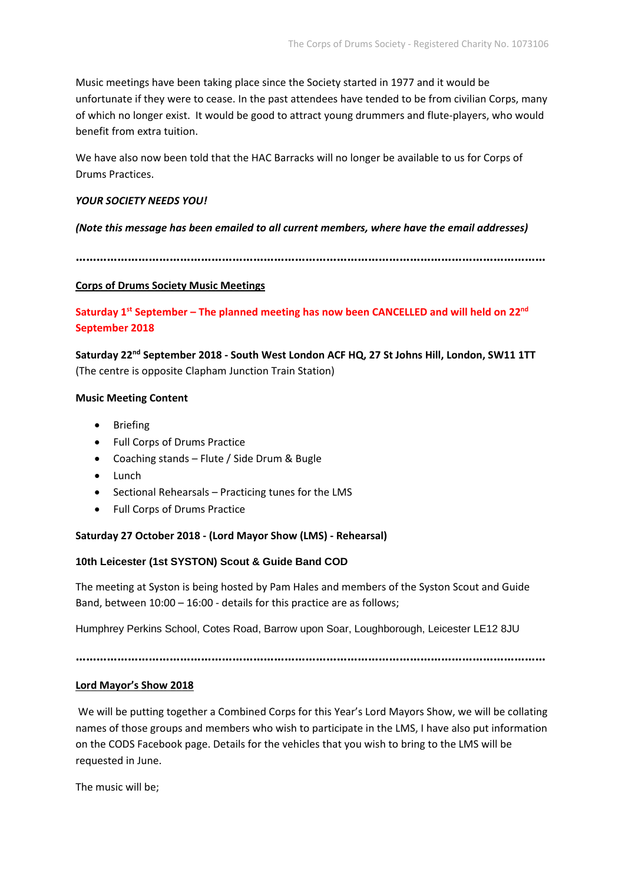Music meetings have been taking place since the Society started in 1977 and it would be unfortunate if they were to cease. In the past attendees have tended to be from civilian Corps, many of which no longer exist. It would be good to attract young drummers and flute-players, who would benefit from extra tuition.

We have also now been told that the HAC Barracks will no longer be available to us for Corps of Drums Practices.

***YOUR SOCIETY NEEDS YOU!***

***(Note this message has been emailed to all current members, where have the email addresses)***

**……………………………………………………………………………………………………………………**

## Corps of Drums Society Music Meetings

**Saturday 1st September – The planned meeting has now been CANCELLED and will held on 22nd September 2018**

**Saturday 22nd September 2018 - South West London ACF HQ, 27 St Johns Hill, London, SW11 1TT**
(The centre is opposite Clapham Junction Train Station)

**Music Meeting Content**

- Briefing
- Full Corps of Drums Practice
- Coaching stands – Flute / Side Drum & Bugle
- Lunch
- Sectional Rehearsals – Practicing tunes for the LMS
- Full Corps of Drums Practice

**Saturday 27 October 2018 - (Lord Mayor Show (LMS) - Rehearsal)**

**10th Leicester (1st SYSTON) Scout & Guide Band COD**

The meeting at Syston is being hosted by Pam Hales and members of the Syston Scout and Guide Band, between 10:00 – 16:00 - details for this practice are as follows;

Humphrey Perkins School, Cotes Road, Barrow upon Soar, Loughborough, Leicester LE12 8JU

**……………………………………………………………………………………………………………………**

## Lord Mayor's Show 2018

We will be putting together a Combined Corps for this Year's Lord Mayors Show, we will be collating names of those groups and members who wish to participate in the LMS, I have also put information on the CODS Facebook page. Details for the vehicles that you wish to bring to the LMS will be requested in June.

The music will be;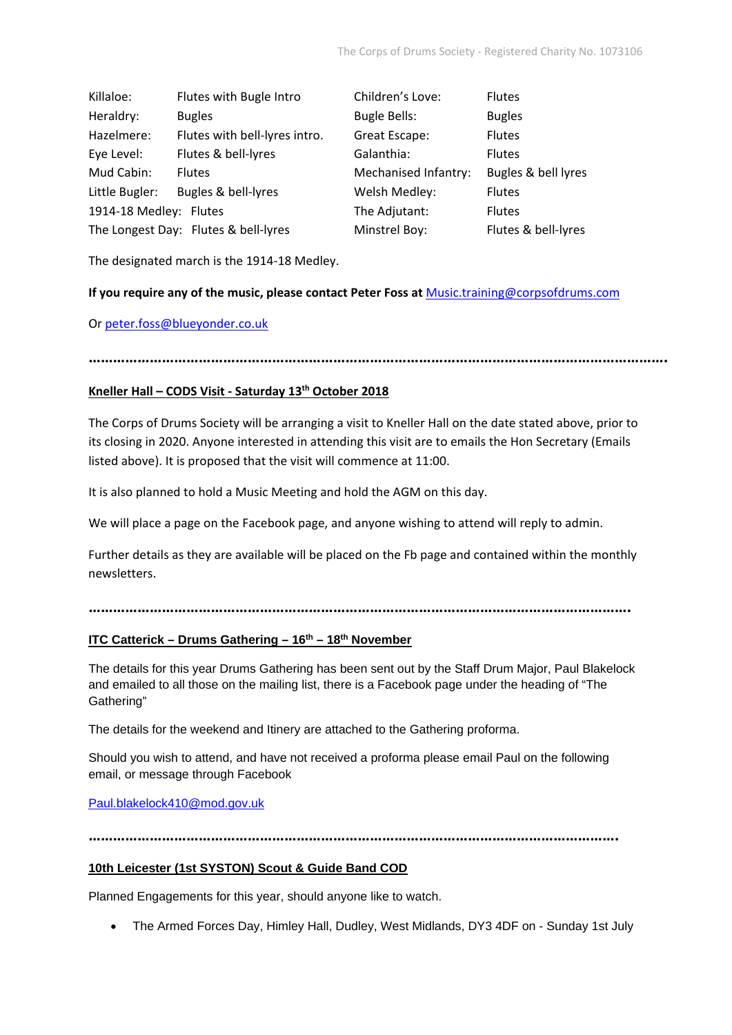| | | | |
|---|---|---|---|
| Killaloe: | Flutes with Bugle Intro | Children's Love: | Flutes |
| Heraldry: | Bugles | Bugle Bells: | Bugles |
| Hazelmere: | Flutes with bell-lyres intro. | Great Escape: | Flutes |
| Eye Level: | Flutes & bell-lyres | Galanthia: | Flutes |
| Mud Cabin: | Flutes | Mechanised Infantry: | Bugles & bell lyres |
| Little Bugler: | Bugles & bell-lyres | Welsh Medley: | Flutes |
| 1914-18 Medley: | Flutes | The Adjutant: | Flutes |
| The Longest Day: | Flutes & bell-lyres | Minstrel Boy: | Flutes & bell-lyres |

The designated march is the 1914-18 Medley.

**If you require any of the music, please contact Peter Foss at** Music.training@corpsofdrums.com

Or peter.foss@blueyonder.co.uk

……………………………………………………………………………………………………………………………

## Kneller Hall – CODS Visit - Saturday 13th October 2018

The Corps of Drums Society will be arranging a visit to Kneller Hall on the date stated above, prior to its closing in 2020. Anyone interested in attending this visit are to emails the Hon Secretary (Emails listed above). It is proposed that the visit will commence at 11:00.

It is also planned to hold a Music Meeting and hold the AGM on this day.

We will place a page on the Facebook page, and anyone wishing to attend will reply to admin.

Further details as they are available will be placed on the Fb page and contained within the monthly newsletters.

……………………………………………………………………………………………………………………

## ITC Catterick – Drums Gathering – 16th – 18th November

The details for this year Drums Gathering has been sent out by the Staff Drum Major, Paul Blakelock and emailed to all those on the mailing list, there is a Facebook page under the heading of "The Gathering"

The details for the weekend and Itinery are attached to the Gathering proforma.

Should you wish to attend, and have not received a proforma please email Paul on the following email, or message through Facebook

Paul.blakelock410@mod.gov.uk

……………………………………………………………………………………………………………………

## 10th Leicester (1st SYSTON) Scout & Guide Band COD

Planned Engagements for this year, should anyone like to watch.

- The Armed Forces Day, Himley Hall, Dudley, West Midlands, DY3 4DF on - Sunday 1st July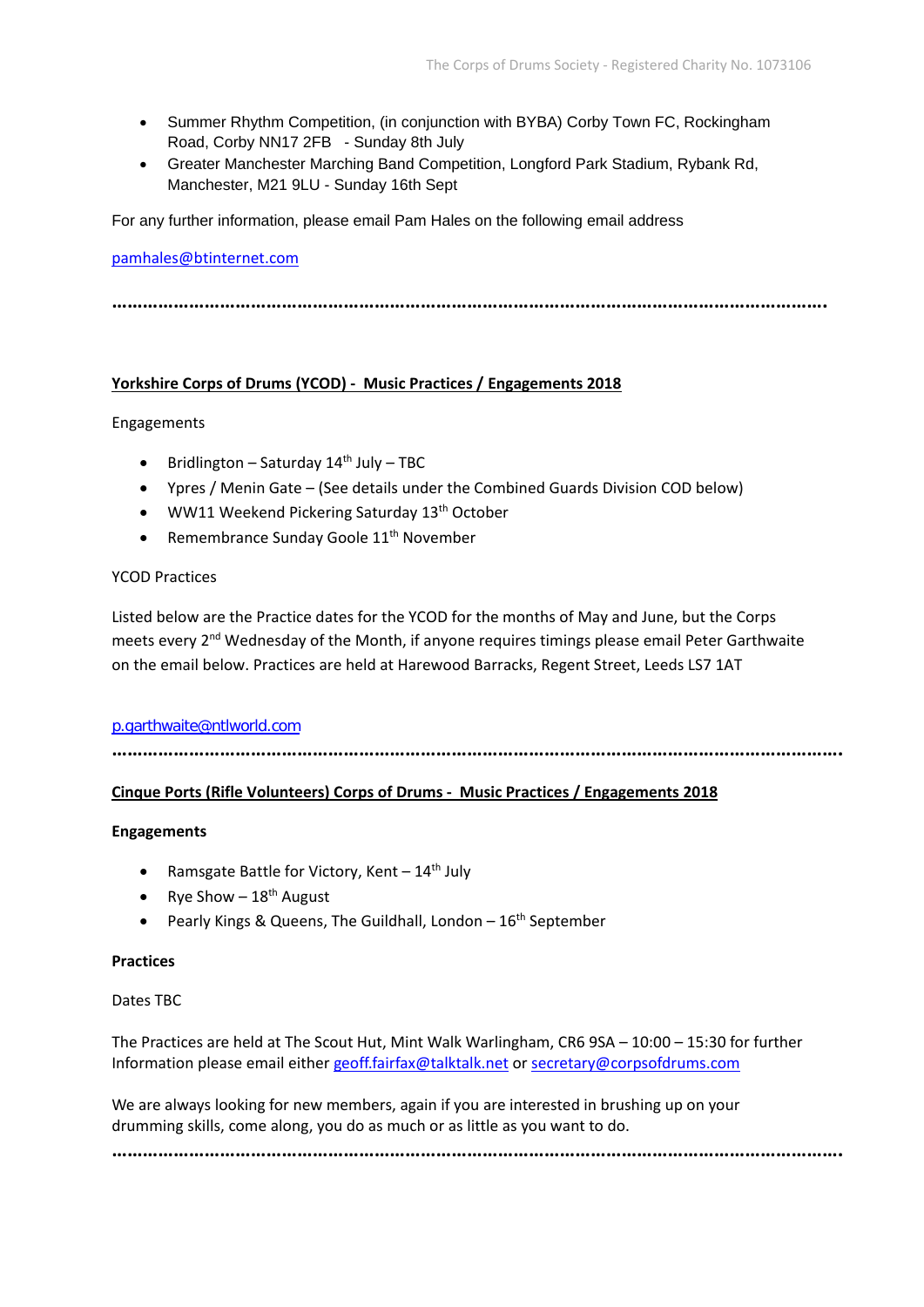- Summer Rhythm Competition, (in conjunction with BYBA) Corby Town FC, Rockingham Road, Corby NN17 2FB - Sunday 8th July
- Greater Manchester Marching Band Competition, Longford Park Stadium, Rybank Rd, Manchester, M21 9LU - Sunday 16th Sept

For any further information, please email Pam Hales on the following email address

pamhales@btinternet.com

……………………………………………………………………………………………………………………………….

**Yorkshire Corps of Drums (YCOD) - Music Practices / Engagements 2018**

Engagements

- Bridlington – Saturday 14th July – TBC
- Ypres / Menin Gate – (See details under the Combined Guards Division COD below)
- WW11 Weekend Pickering Saturday 13th October
- Remembrance Sunday Goole 11th November

YCOD Practices

Listed below are the Practice dates for the YCOD for the months of May and June, but the Corps meets every 2nd Wednesday of the Month, if anyone requires timings please email Peter Garthwaite on the email below. Practices are held at Harewood Barracks, Regent Street, Leeds LS7 1AT

p.garthwaite@ntlworld.com

……………………………………………………………………………………………………………………………….

**Cinque Ports (Rifle Volunteers) Corps of Drums - Music Practices / Engagements 2018**

**Engagements**

- Ramsgate Battle for Victory, Kent – 14th July
- Rye Show – 18th August
- Pearly Kings & Queens, The Guildhall, London – 16th September

**Practices**

Dates TBC

The Practices are held at The Scout Hut, Mint Walk Warlingham, CR6 9SA – 10:00 – 15:30 for further Information please email either geoff.fairfax@talktalk.net or secretary@corpsofdrums.com

We are always looking for new members, again if you are interested in brushing up on your drumming skills, come along, you do as much or as little as you want to do.

……………………………………………………………………………………………………………………………….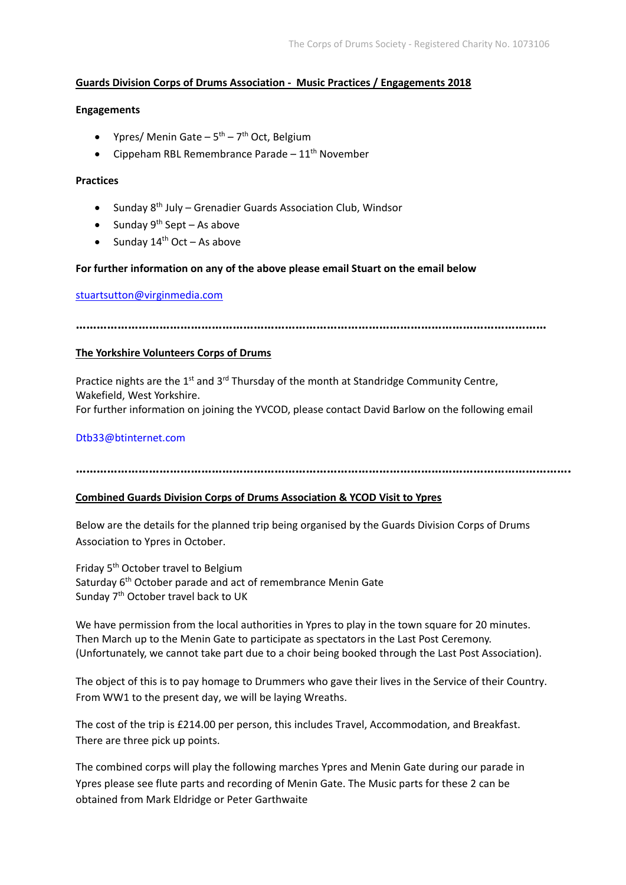## Guards Division Corps of Drums Association - Music Practices / Engagements 2018

**Engagements**

- Ypres/ Menin Gate – 5th – 7th Oct, Belgium
- Cippeham RBL Remembrance Parade – 11th November

**Practices**

- Sunday 8th July – Grenadier Guards Association Club, Windsor
- Sunday 9th Sept – As above
- Sunday 14th Oct – As above

**For further information on any of the above please email Stuart on the email below**

stuartsutton@virginmedia.com

…………………………………………………………………………………………………………………………

## The Yorkshire Volunteers Corps of Drums

Practice nights are the 1st and 3rd Thursday of the month at Standridge Community Centre, Wakefield, West Yorkshire.
For further information on joining the YVCOD, please contact David Barlow on the following email

Dtb33@btinternet.com

…………………………………………………………………………………………………………………………

## Combined Guards Division Corps of Drums Association & YCOD Visit to Ypres

Below are the details for the planned trip being organised by the Guards Division Corps of Drums Association to Ypres in October.

Friday 5th October travel to Belgium
Saturday 6th October parade and act of remembrance Menin Gate
Sunday 7th October travel back to UK

We have permission from the local authorities in Ypres to play in the town square for 20 minutes. Then March up to the Menin Gate to participate as spectators in the Last Post Ceremony. (Unfortunately, we cannot take part due to a choir being booked through the Last Post Association).

The object of this is to pay homage to Drummers who gave their lives in the Service of their Country. From WW1 to the present day, we will be laying Wreaths.

The cost of the trip is £214.00 per person, this includes Travel, Accommodation, and Breakfast. There are three pick up points.

The combined corps will play the following marches Ypres and Menin Gate during our parade in Ypres please see flute parts and recording of Menin Gate. The Music parts for these 2 can be obtained from Mark Eldridge or Peter Garthwaite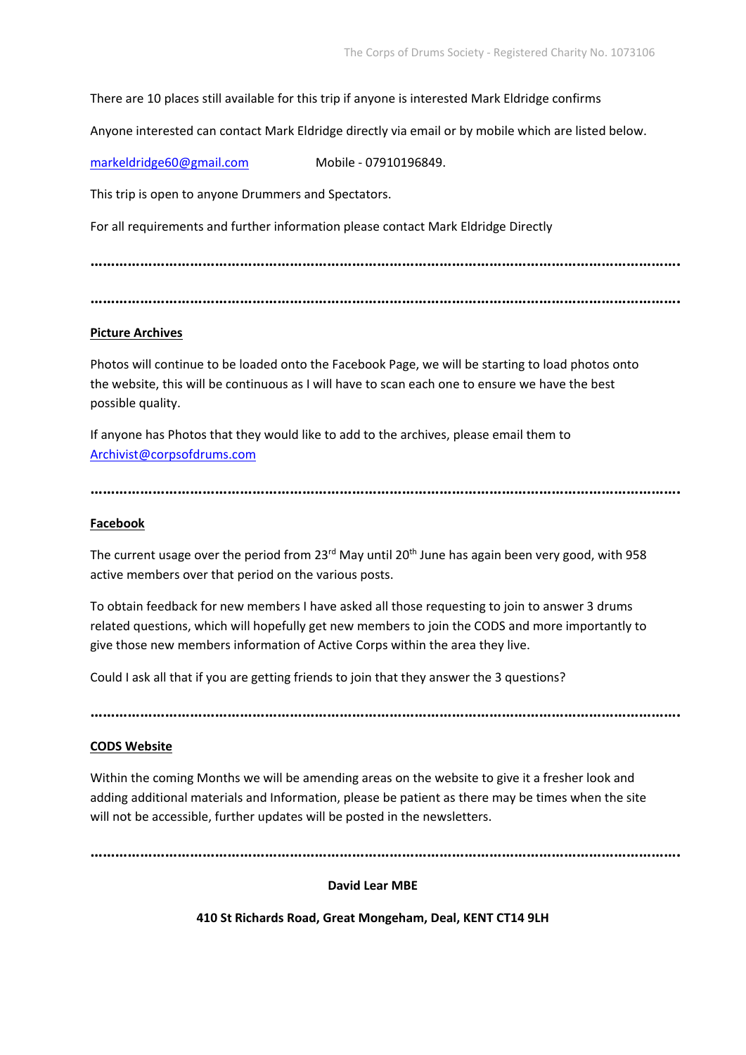There are 10 places still available for this trip if anyone is interested Mark Eldridge confirms

Anyone interested can contact Mark Eldridge directly via email or by mobile which are listed below.

markeldridge60@gmail.com Mobile - 07910196849.

This trip is open to anyone Drummers and Spectators.

For all requirements and further information please contact Mark Eldridge Directly

…………………………………………………………………………………………………………………………………

…………………………………………………………………………………………………………………………………

**Picture Archives**

Photos will continue to be loaded onto the Facebook Page, we will be starting to load photos onto the website, this will be continuous as I will have to scan each one to ensure we have the best possible quality.

If anyone has Photos that they would like to add to the archives, please email them to Archivist@corpsofdrums.com

…………………………………………………………………………………………………………………………………

**Facebook**

The current usage over the period from 23rd May until 20th June has again been very good, with 958 active members over that period on the various posts.

To obtain feedback for new members I have asked all those requesting to join to answer 3 drums related questions, which will hopefully get new members to join the CODS and more importantly to give those new members information of Active Corps within the area they live.

Could I ask all that if you are getting friends to join that they answer the 3 questions?

…………………………………………………………………………………………………………………………………

**CODS Website**

Within the coming Months we will be amending areas on the website to give it a fresher look and adding additional materials and Information, please be patient as there may be times when the site will not be accessible, further updates will be posted in the newsletters.

…………………………………………………………………………………………………………………………………

**David Lear MBE**

**410 St Richards Road, Great Mongeham, Deal, KENT CT14 9LH**